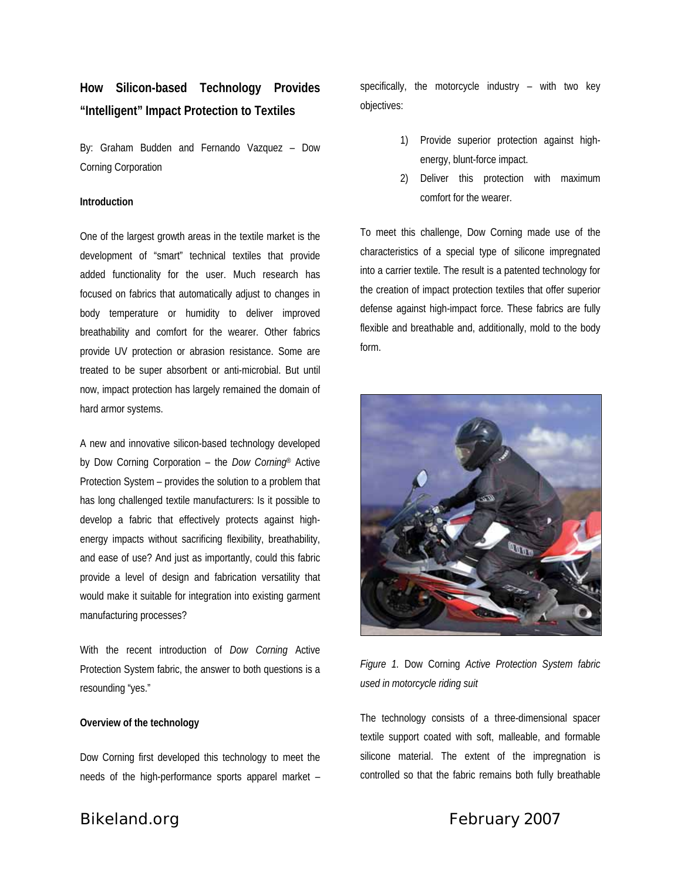# How Silicon-based Technology Provides "Intelligent" Impact Protection to Textiles

By: Graham Budden and Fernando Vazquez – Dow Corning Corporation

#### Introduction

One of the largest growth areas in the textile market is the development of "smart" technical textiles that provide added functionality for the user. Much research has focused on fabrics that automatically adjust to changes in body temperature or humidity to deliver improved breathability and comfort for the wearer. Other fabrics provide UV protection or abrasion resistance. Some are treated to be super absorbent or anti-microbial. But until now, impact protection has largely remained the domain of hard armor systems.

A new and innovative silicon-based technology developed by Dow Corning Corporation – the *Dow Corning*® Active Protection System – provides the solution to a problem that has long challenged textile manufacturers: Is it possible to develop a fabric that effectively protects against high-energy impacts without sacrificing flexibility, breathability, and ease of use? And just as importantly, could this fabric provide a level of design and fabrication versatility that would make it suitable for integration into existing garment manufacturing processes?

With the recent introduction of *Dow Corning* Active Protection System fabric, the answer to both questions is a resounding "yes."

#### Overview of the technology

Dow Corning first developed this technology to meet the needs of the high-performance sports apparel market – specifically, the motorcycle industry – with two key objectives:

1) Provide superior protection against high-energy, blunt-force impact.
2) Deliver this protection with maximum comfort for the wearer.

To meet this challenge, Dow Corning made use of the characteristics of a special type of silicone impregnated into a carrier textile. The result is a patented technology for the creation of impact protection textiles that offer superior defense against high-impact force. These fabrics are fully flexible and breathable and, additionally, mold to the body form.

*Figure 1.* Dow Corning *Active Protection System fabric used in motorcycle riding suit*

The technology consists of a three-dimensional spacer textile support coated with soft, malleable, and formable silicone material. The extent of the impregnation is controlled so that the fabric remains both fully breathable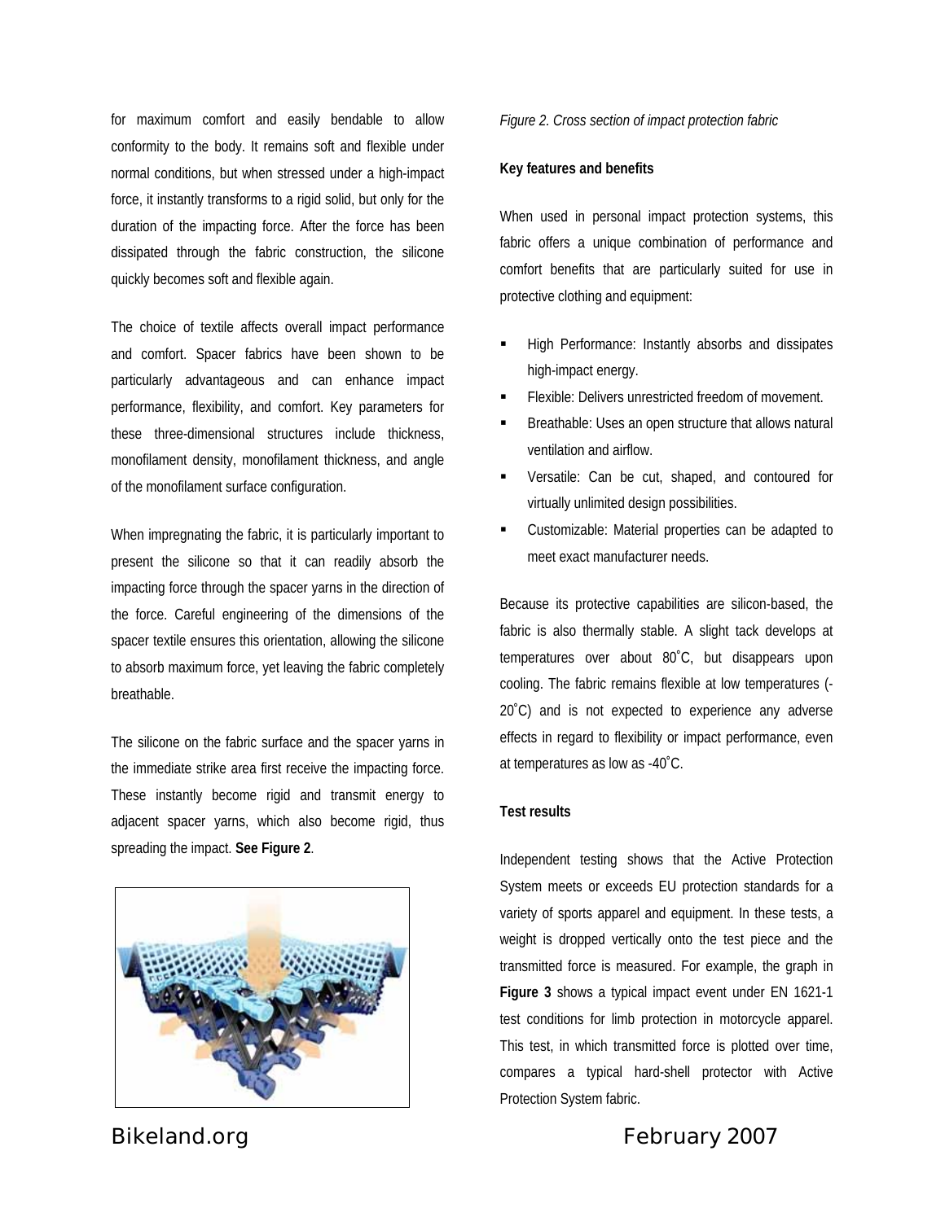for maximum comfort and easily bendable to allow conformity to the body. It remains soft and flexible under normal conditions, but when stressed under a high-impact force, it instantly transforms to a rigid solid, but only for the duration of the impacting force. After the force has been dissipated through the fabric construction, the silicone quickly becomes soft and flexible again.

The choice of textile affects overall impact performance and comfort. Spacer fabrics have been shown to be particularly advantageous and can enhance impact performance, flexibility, and comfort. Key parameters for these three-dimensional structures include thickness, monofilament density, monofilament thickness, and angle of the monofilament surface configuration.

When impregnating the fabric, it is particularly important to present the silicone so that it can readily absorb the impacting force through the spacer yarns in the direction of the force. Careful engineering of the dimensions of the spacer textile ensures this orientation, allowing the silicone to absorb maximum force, yet leaving the fabric completely breathable.

The silicone on the fabric surface and the spacer yarns in the immediate strike area first receive the impacting force. These instantly become rigid and transmit energy to adjacent spacer yarns, which also become rigid, thus spreading the impact. **See Figure 2**.

*Figure 2. Cross section of impact protection fabric*

**Key features and benefits**

When used in personal impact protection systems, this fabric offers a unique combination of performance and comfort benefits that are particularly suited for use in protective clothing and equipment:

- High Performance: Instantly absorbs and dissipates high-impact energy.
- Flexible: Delivers unrestricted freedom of movement.
- Breathable: Uses an open structure that allows natural ventilation and airflow.
- Versatile: Can be cut, shaped, and contoured for virtually unlimited design possibilities.
- Customizable: Material properties can be adapted to meet exact manufacturer needs.

Because its protective capabilities are silicon-based, the fabric is also thermally stable. A slight tack develops at temperatures over about 80˚C, but disappears upon cooling. The fabric remains flexible at low temperatures (-20˚C) and is not expected to experience any adverse effects in regard to flexibility or impact performance, even at temperatures as low as -40˚C.

**Test results**

Independent testing shows that the Active Protection System meets or exceeds EU protection standards for a variety of sports apparel and equipment. In these tests, a weight is dropped vertically onto the test piece and the transmitted force is measured. For example, the graph in **Figure 3** shows a typical impact event under EN 1621-1 test conditions for limb protection in motorcycle apparel. This test, in which transmitted force is plotted over time, compares a typical hard-shell protector with Active Protection System fabric.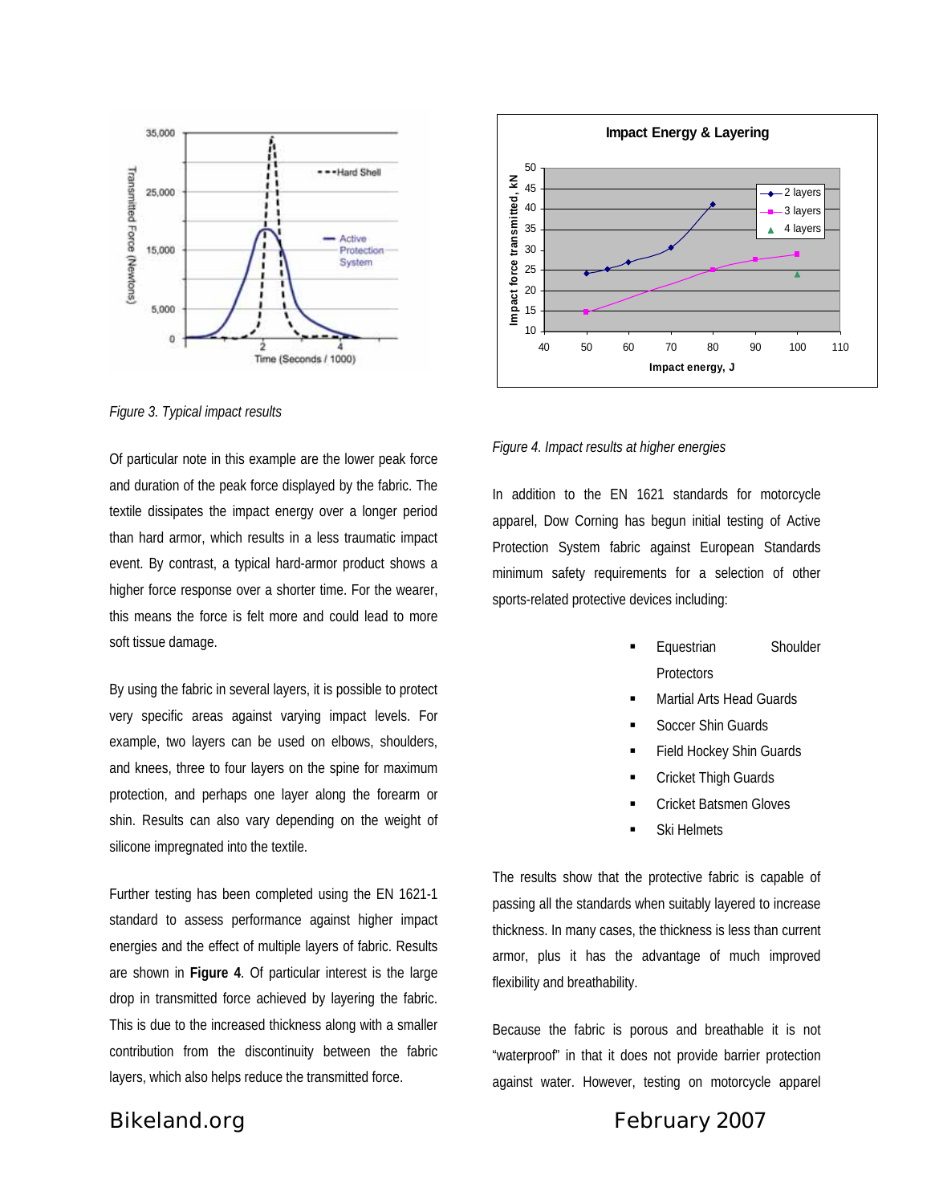*Figure 3. Typical impact results*

Of particular note in this example are the lower peak force and duration of the peak force displayed by the fabric. The textile dissipates the impact energy over a longer period than hard armor, which results in a less traumatic impact event. By contrast, a typical hard-armor product shows a higher force response over a shorter time. For the wearer, this means the force is felt more and could lead to more soft tissue damage.

By using the fabric in several layers, it is possible to protect very specific areas against varying impact levels. For example, two layers can be used on elbows, shoulders, and knees, three to four layers on the spine for maximum protection, and perhaps one layer along the forearm or shin. Results can also vary depending on the weight of silicone impregnated into the textile.

Further testing has been completed using the EN 1621-1 standard to assess performance against higher impact energies and the effect of multiple layers of fabric. Results are shown in **Figure 4**. Of particular interest is the large drop in transmitted force achieved by layering the fabric. This is due to the increased thickness along with a smaller contribution from the discontinuity between the fabric layers, which also helps reduce the transmitted force.

*Figure 4. Impact results at higher energies*

In addition to the EN 1621 standards for motorcycle apparel, Dow Corning has begun initial testing of Active Protection System fabric against European Standards minimum safety requirements for a selection of other sports-related protective devices including:

- Equestrian Shoulder Protectors
- Martial Arts Head Guards
- Soccer Shin Guards
- Field Hockey Shin Guards
- Cricket Thigh Guards
- Cricket Batsmen Gloves
- Ski Helmets

The results show that the protective fabric is capable of passing all the standards when suitably layered to increase thickness. In many cases, the thickness is less than current armor, plus it has the advantage of much improved flexibility and breathability.

Because the fabric is porous and breathable it is not "waterproof" in that it does not provide barrier protection against water. However, testing on motorcycle apparel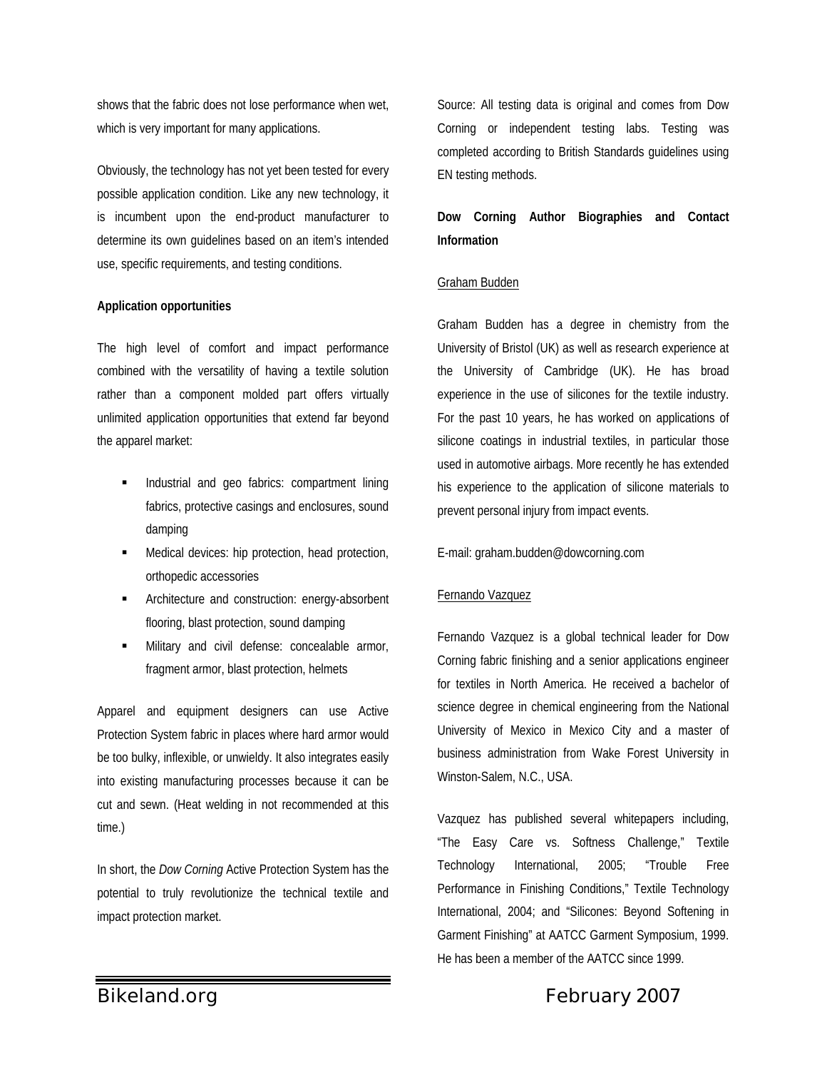shows that the fabric does not lose performance when wet, which is very important for many applications.

Obviously, the technology has not yet been tested for every possible application condition. Like any new technology, it is incumbent upon the end-product manufacturer to determine its own guidelines based on an item's intended use, specific requirements, and testing conditions.

**Application opportunities**

The high level of comfort and impact performance combined with the versatility of having a textile solution rather than a component molded part offers virtually unlimited application opportunities that extend far beyond the apparel market:

- Industrial and geo fabrics: compartment lining fabrics, protective casings and enclosures, sound damping
- Medical devices: hip protection, head protection, orthopedic accessories
- Architecture and construction: energy-absorbent flooring, blast protection, sound damping
- Military and civil defense: concealable armor, fragment armor, blast protection, helmets

Apparel and equipment designers can use Active Protection System fabric in places where hard armor would be too bulky, inflexible, or unwieldy. It also integrates easily into existing manufacturing processes because it can be cut and sewn. (Heat welding in not recommended at this time.)

In short, the *Dow Corning* Active Protection System has the potential to truly revolutionize the technical textile and impact protection market.

Source: All testing data is original and comes from Dow Corning or independent testing labs. Testing was completed according to British Standards guidelines using EN testing methods.

**Dow Corning Author Biographies and Contact Information**

Graham Budden

Graham Budden has a degree in chemistry from the University of Bristol (UK) as well as research experience at the University of Cambridge (UK). He has broad experience in the use of silicones for the textile industry. For the past 10 years, he has worked on applications of silicone coatings in industrial textiles, in particular those used in automotive airbags. More recently he has extended his experience to the application of silicone materials to prevent personal injury from impact events.

E-mail: graham.budden@dowcorning.com

Fernando Vazquez

Fernando Vazquez is a global technical leader for Dow Corning fabric finishing and a senior applications engineer for textiles in North America. He received a bachelor of science degree in chemical engineering from the National University of Mexico in Mexico City and a master of business administration from Wake Forest University in Winston-Salem, N.C., USA.

Vazquez has published several whitepapers including, "The Easy Care vs. Softness Challenge," Textile Technology International, 2005; "Trouble Free Performance in Finishing Conditions," Textile Technology International, 2004; and "Silicones: Beyond Softening in Garment Finishing" at AATCC Garment Symposium, 1999. He has been a member of the AATCC since 1999.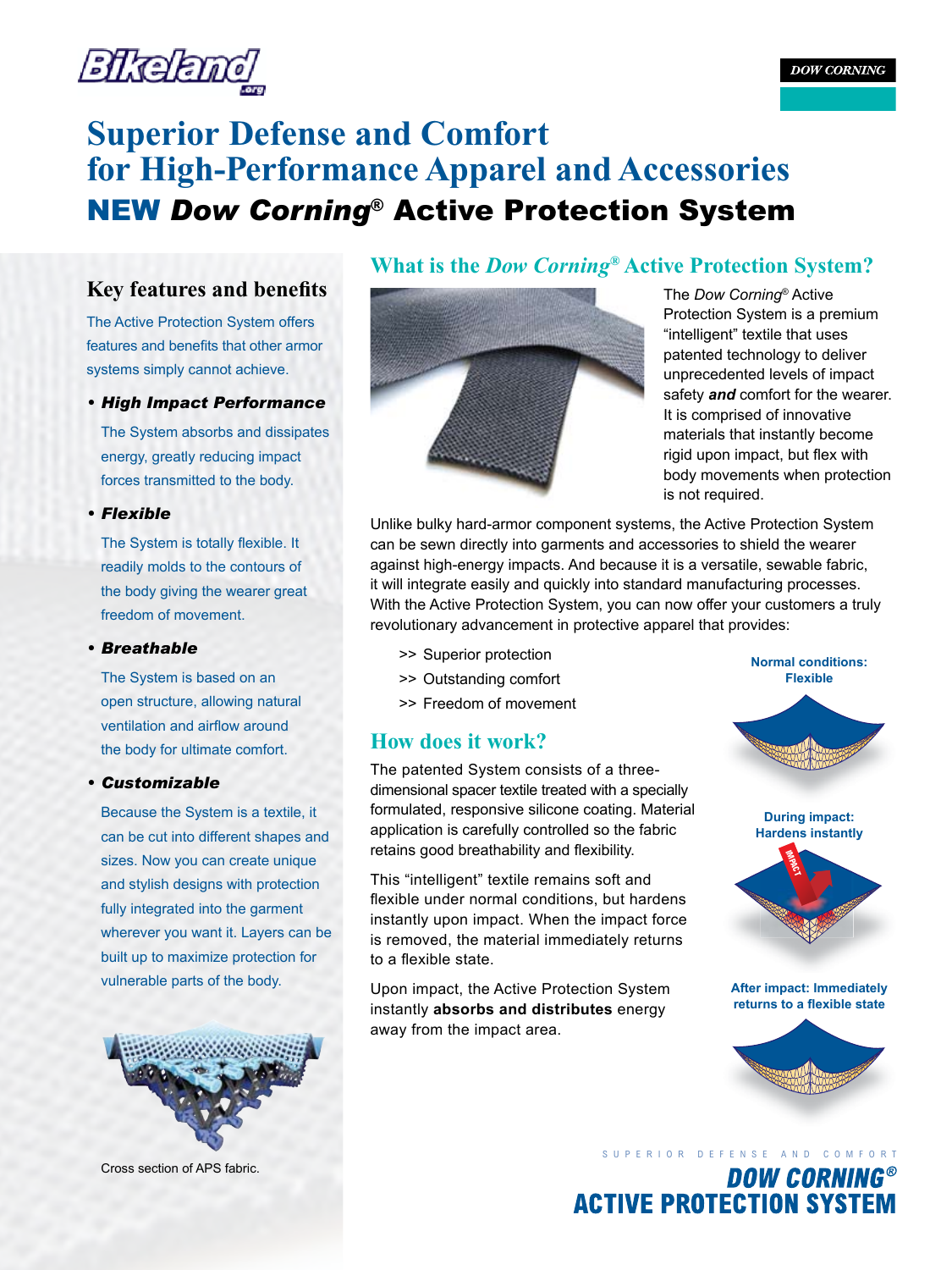# Superior Defense and Comfort for High-Performance Apparel and Accessories

## NEW *Dow Corning*® Active Protection System

### Key features and benefits

The Active Protection System offers features and benefits that other armor systems simply cannot achieve.

- ***High Impact Performance***

  The System absorbs and dissipates energy, greatly reducing impact forces transmitted to the body.

- ***Flexible***

  The System is totally flexible. It readily molds to the contours of the body giving the wearer great freedom of movement.

- ***Breathable***

  The System is based on an open structure, allowing natural ventilation and airflow around the body for ultimate comfort.

- ***Customizable***

  Because the System is a textile, it can be cut into different shapes and sizes. Now you can create unique and stylish designs with protection fully integrated into the garment wherever you want it. Layers can be built up to maximize protection for vulnerable parts of the body.

Cross section of APS fabric.

## What is the *Dow Corning*® Active Protection System?

The *Dow Corning*® Active Protection System is a premium "intelligent" textile that uses patented technology to deliver unprecedented levels of impact safety ***and*** comfort for the wearer. It is comprised of innovative materials that instantly become rigid upon impact, but flex with body movements when protection is not required.

Unlike bulky hard-armor component systems, the Active Protection System can be sewn directly into garments and accessories to shield the wearer against high-energy impacts. And because it is a versatile, sewable fabric, it will integrate easily and quickly into standard manufacturing processes. With the Active Protection System, you can now offer your customers a truly revolutionary advancement in protective apparel that provides:

>> Superior protection
>> Outstanding comfort
>> Freedom of movement

## How does it work?

The patented System consists of a three-dimensional spacer textile treated with a specially formulated, responsive silicone coating. Material application is carefully controlled so the fabric retains good breathability and flexibility.

This "intelligent" textile remains soft and flexible under normal conditions, but hardens instantly upon impact. When the impact force is removed, the material immediately returns to a flexible state.

Upon impact, the Active Protection System instantly **absorbs and distributes** energy away from the impact area.

**Normal conditions: Flexible**

**During impact: Hardens instantly**

**After impact: Immediately returns to a flexible state**

SUPERIOR DEFENSE AND COMFORT

**DOW CORNING® ACTIVE PROTECTION SYSTEM**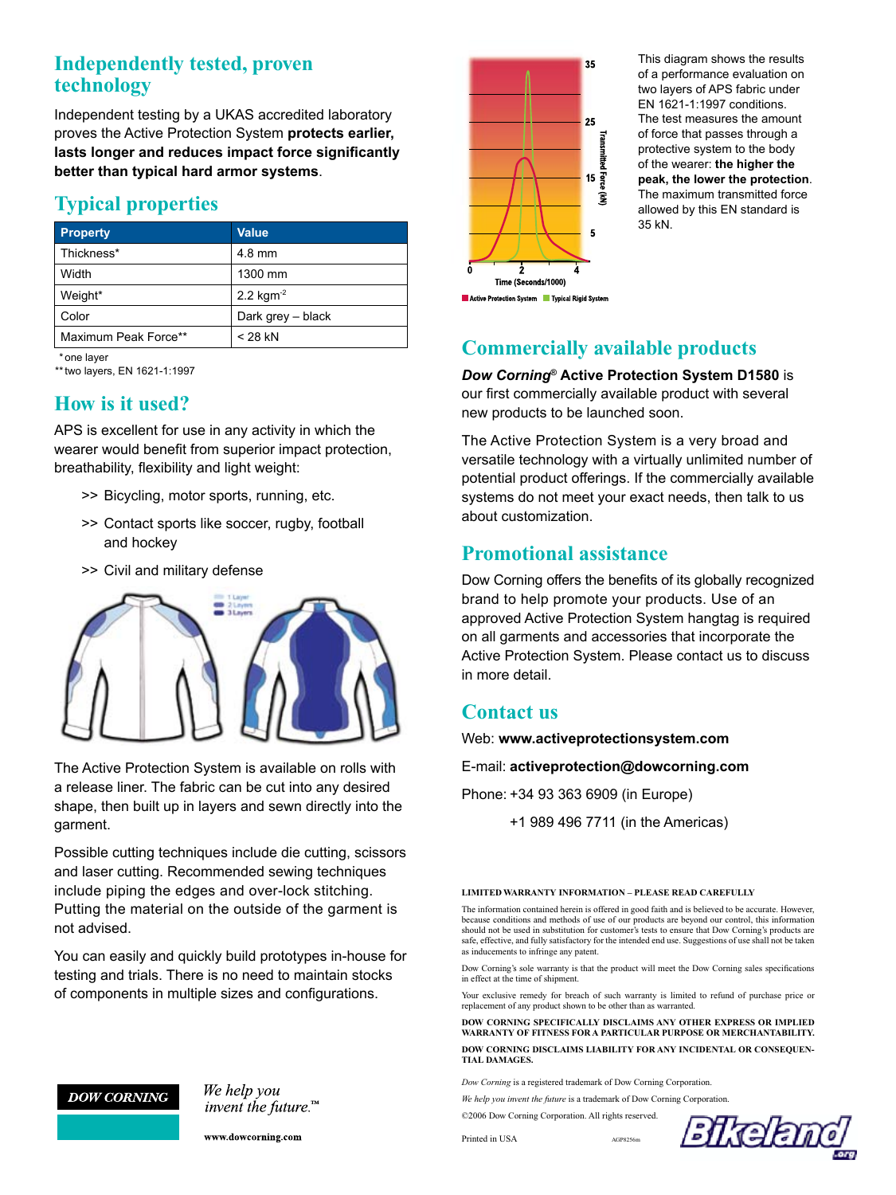## Independently tested, proven technology

Independent testing by a UKAS accredited laboratory proves the Active Protection System **protects earlier, lasts longer and reduces impact force significantly better than typical hard armor systems**.

## Typical properties

| Property | Value |
|---|---|
| Thickness* | 4.8 mm |
| Width | 1300 mm |
| Weight* | 2.2 kgm$^{-2}$ |
| Color | Dark grey – black |
| Maximum Peak Force** | < 28 kN |

\* one layer
\*\* two layers, EN 1621-1:1997

## How is it used?

APS is excellent for use in any activity in which the wearer would benefit from superior impact protection, breathability, flexibility and light weight:

>> Bicycling, motor sports, running, etc.

>> Contact sports like soccer, rugby, football and hockey

>> Civil and military defense

1 Layer
2 Layers
3 Layers

The Active Protection System is available on rolls with a release liner. The fabric can be cut into any desired shape, then built up in layers and sewn directly into the garment.

Possible cutting techniques include die cutting, scissors and laser cutting. Recommended sewing techniques include piping the edges and over-lock stitching. Putting the material on the outside of the garment is not advised.

You can easily and quickly build prototypes in-house for testing and trials. There is no need to maintain stocks of components in multiple sizes and configurations.

35
25
15
5
Transmitted Force (kN)
0
2
4
Time (Seconds/1000)
Active Protection System
Typical Rigid System

This diagram shows the results of a performance evaluation on two layers of APS fabric under EN 1621-1:1997 conditions. The test measures the amount of force that passes through a protective system to the body of the wearer: **the higher the peak, the lower the protection**. The maximum transmitted force allowed by this EN standard is 35 kN.

## Commercially available products

***Dow Corning*® Active Protection System D1580** is our first commercially available product with several new products to be launched soon.

The Active Protection System is a very broad and versatile technology with a virtually unlimited number of potential product offerings. If the commercially available systems do not meet your exact needs, then talk to us about customization.

## Promotional assistance

Dow Corning offers the benefits of its globally recognized brand to help promote your products. Use of an approved Active Protection System hangtag is required on all garments and accessories that incorporate the Active Protection System. Please contact us to discuss in more detail.

## Contact us

Web: **www.activeprotectionsystem.com**

E-mail: **activeprotection@dowcorning.com**

Phone: +34 93 363 6909 (in Europe)

+1 989 496 7711 (in the Americas)

**LIMITED WARRANTY INFORMATION – PLEASE READ CAREFULLY**

The information contained herein is offered in good faith and is believed to be accurate. However, because conditions and methods of use of our products are beyond our control, this information should not be used in substitution for customer's tests to ensure that Dow Corning's products are safe, effective, and fully satisfactory for the intended end use. Suggestions of use shall not be taken as inducements to infringe any patent.

Dow Corning's sole warranty is that the product will meet the Dow Corning sales specifications in effect at the time of shipment.

Your exclusive remedy for breach of such warranty is limited to refund of purchase price or replacement of any product shown to be other than as warranted.

**DOW CORNING SPECIFICALLY DISCLAIMS ANY OTHER EXPRESS OR IMPLIED WARRANTY OF FITNESS FOR A PARTICULAR PURPOSE OR MERCHANTABILITY.**

**DOW CORNING DISCLAIMS LIABILITY FOR ANY INCIDENTAL OR CONSEQUENTIAL DAMAGES.**

*Dow Corning* is a registered trademark of Dow Corning Corporation.

*We help you invent the future* is a trademark of Dow Corning Corporation.

©2006 Dow Corning Corporation. All rights reserved.

Printed in USA AGP8256m

DOW CORNING

*We help you invent the future.*™

www.dowcorning.com

Bikeland.org